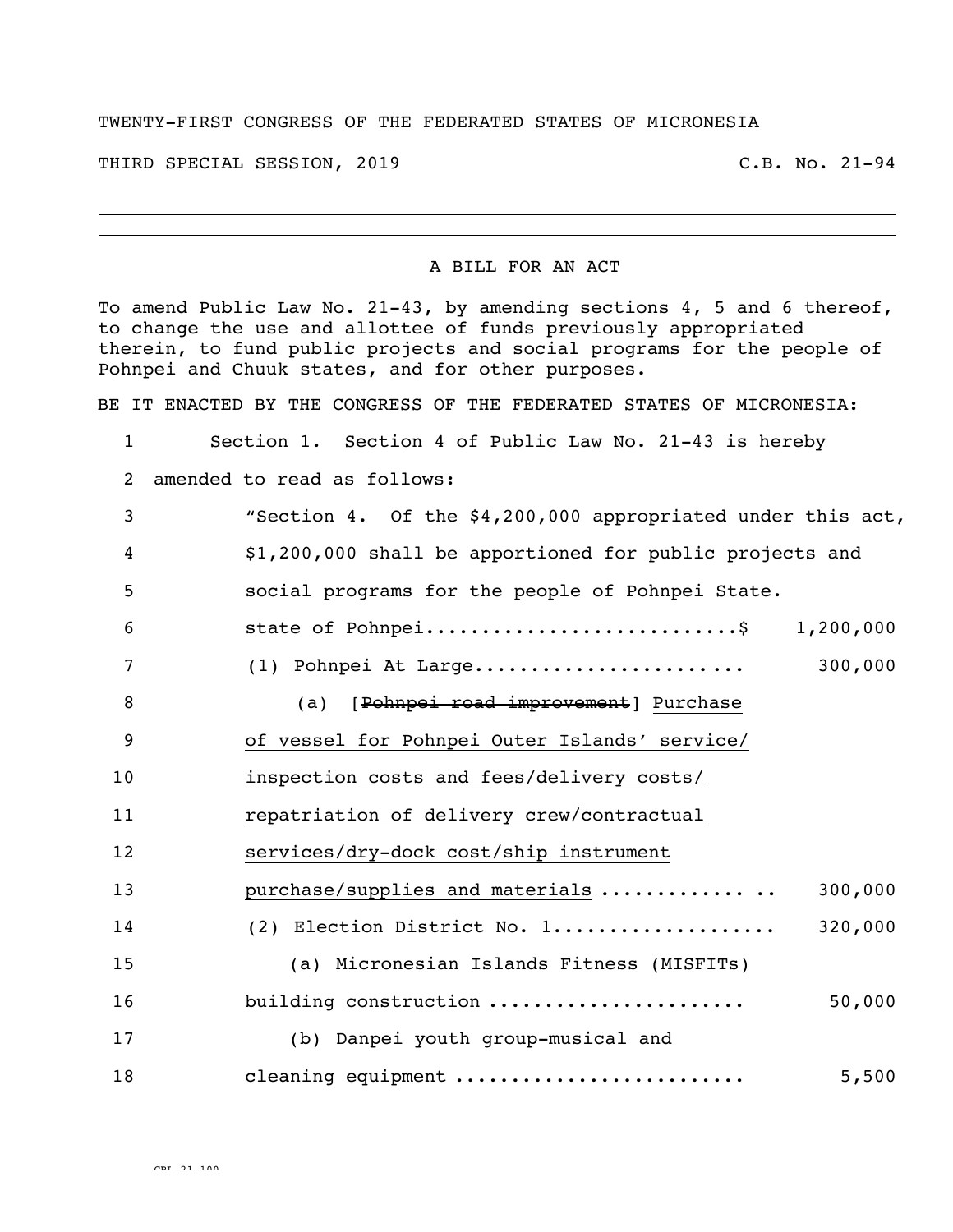TWENTY-FIRST CONGRESS OF THE FEDERATED STATES OF MICRONESIA

THIRD SPECIAL SESSION, 2019 C.B. No. 21-94

---

A BILL FOR AN ACT

To amend Public Law No. 21-43, by amending sections 4, 5 and 6 thereof, to change the use and allottee of funds previously appropriated therein, to fund public projects and social programs for the people of Pohnpei and Chuuk states, and for other purposes.

BE IT ENACTED BY THE CONGRESS OF THE FEDERATED STATES OF MICRONESIA:

1 Section 1. Section 4 of Public Law No. 21-43 is hereby
2 amended to read as follows:
3 "Section 4. Of the $4,200,000 appropriated under this act,
4 $1,200,000 shall be apportioned for public projects and
5 social programs for the people of Pohnpei State.
6 state of Pohnpei............................$ 1,200,000
7 (1) Pohnpei At Large........................ 300,000
8 (a) [~~Pohnpei road improvement~~] <u>Purchase</u>
9 <u>of vessel for Pohnpei Outer Islands' service/</u>
10 <u>inspection costs and fees/delivery costs/</u>
11 <u>repatriation of delivery crew/contractual</u>
12 <u>services/dry-dock cost/ship instrument</u>
13 <u>purchase/supplies and materials</u> ............. .. 300,000
14 (2) Election District No. 1.................... 320,000
15 (a) Micronesian Islands Fitness (MISFITs)
16 building construction ...................... 50,000
17 (b) Danpei youth group-musical and
18 cleaning equipment ......................... 5,500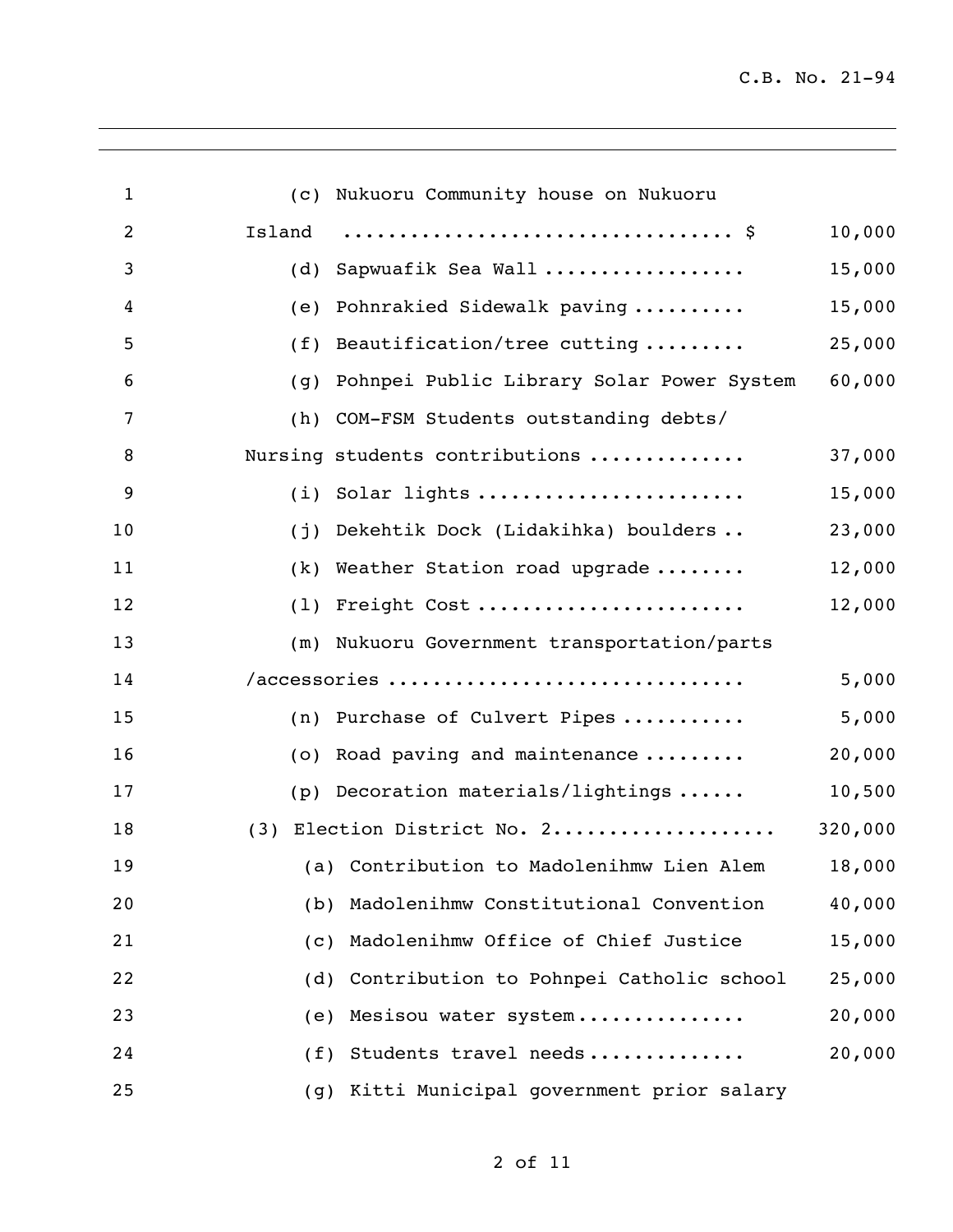(c) Nukuoru Community house on Nukuoru Island .................................. $ 10,000

(d) Sapwuafik Sea Wall ................. 15,000

(e) Pohnrakied Sidewalk paving .......... 15,000

(f) Beautification/tree cutting ......... 25,000

(g) Pohnpei Public Library Solar Power System 60,000

(h) COM-FSM Students outstanding debts/ Nursing students contributions ............. 37,000

(i) Solar lights ....................... 15,000

(j) Dekehtik Dock (Lidakihka) boulders .. 23,000

(k) Weather Station road upgrade ........ 12,000

(l) Freight Cost ....................... 12,000

(m) Nukuoru Government transportation/parts /accessories .............................. 5,000

(n) Purchase of Culvert Pipes ........... 5,000

(o) Road paving and maintenance ......... 20,000

(p) Decoration materials/lightings ...... 10,500

(3) Election District No. 2.................... 320,000

(a) Contribution to Madolenihmw Lien Alem 18,000

(b) Madolenihmw Constitutional Convention 40,000

(c) Madolenihmw Office of Chief Justice 15,000

(d) Contribution to Pohnpei Catholic school 25,000

(e) Mesisou water system.............. 20,000

(f) Students travel needs............. 20,000

(g) Kitti Municipal government prior salary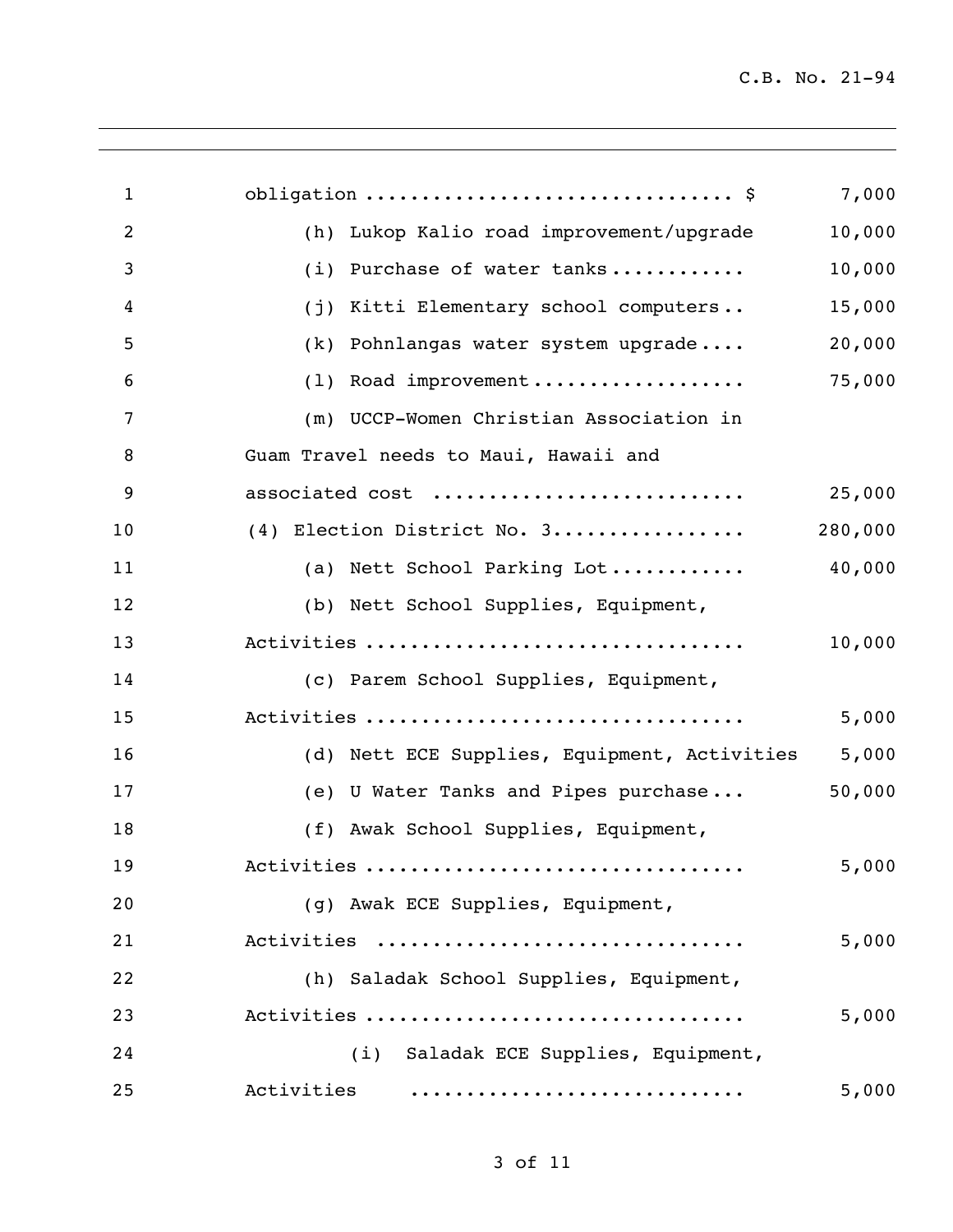obligation ................................ $ 7,000

(h) Lukop Kalio road improvement/upgrade 10,000

(i) Purchase of water tanks........... 10,000

(j) Kitti Elementary school computers.. 15,000

(k) Pohnlangas water system upgrade.... 20,000

(l) Road improvement.................. 75,000

(m) UCCP-Women Christian Association in Guam Travel needs to Maui, Hawaii and associated cost ........................... 25,000

(4) Election District No. 3................ 280,000

(a) Nett School Parking Lot........... 40,000

(b) Nett School Supplies, Equipment, Activities ................................ 10,000

(c) Parem School Supplies, Equipment, Activities ................................ 5,000

(d) Nett ECE Supplies, Equipment, Activities 5,000

(e) U Water Tanks and Pipes purchase... 50,000

(f) Awak School Supplies, Equipment, Activities ................................ 5,000

(g) Awak ECE Supplies, Equipment, Activities ................................ 5,000

(h) Saladak School Supplies, Equipment, Activities ................................ 5,000

(i) Saladak ECE Supplies, Equipment, Activities ............................ 5,000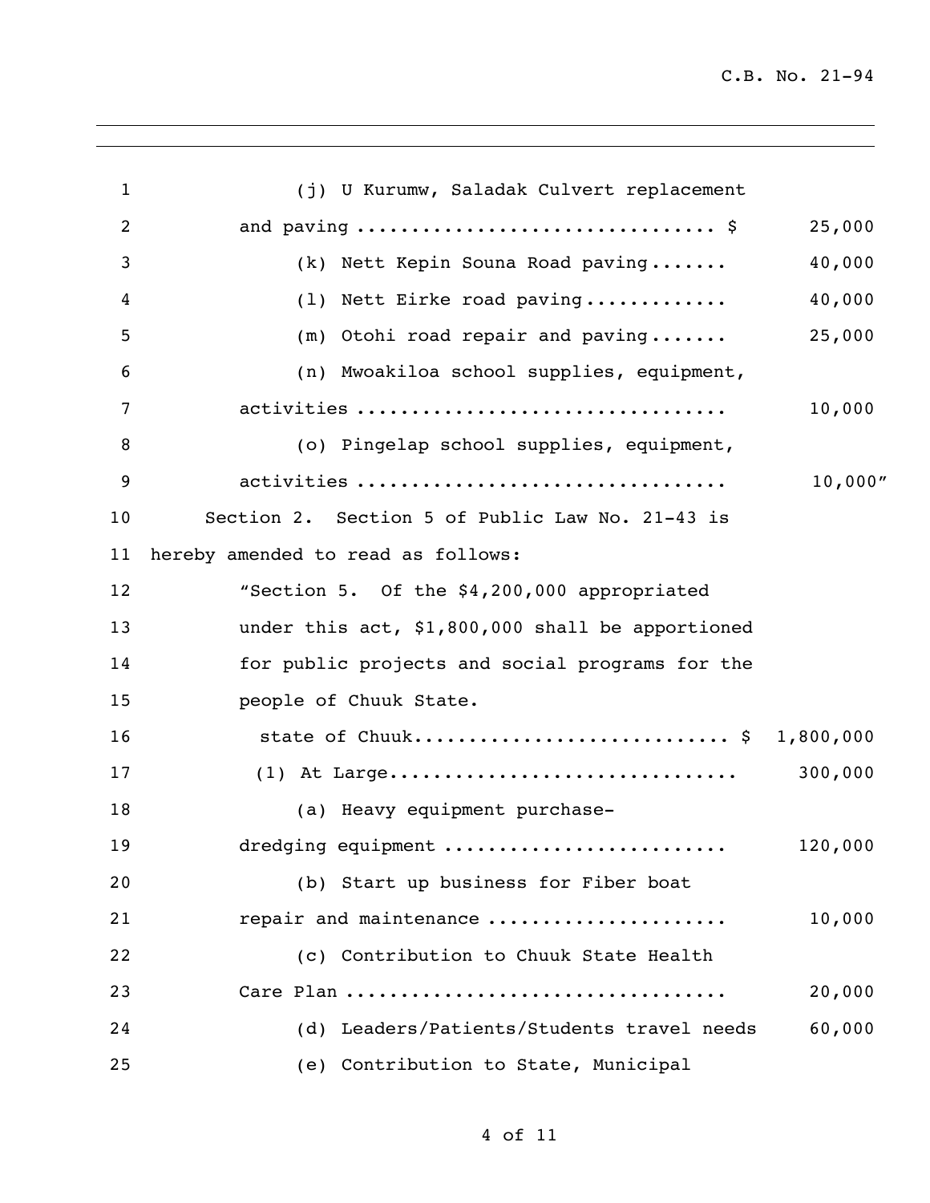(j) U Kurumw, Saladak Culvert replacement and paving ................................ $ 25,000

(k) Nett Kepin Souna Road paving....... 40,000

(l) Nett Eirke road paving............. 40,000

(m) Otohi road repair and paving....... 25,000

(n) Mwoakiloa school supplies, equipment, activities ................................ 10,000

(o) Pingelap school supplies, equipment, activities ................................ 10,000"

Section 2. Section 5 of Public Law No. 21-43 is hereby amended to read as follows:

"Section 5. Of the $4,200,000 appropriated under this act, $1,800,000 shall be apportioned for public projects and social programs for the people of Chuuk State.

state of Chuuk........................... $ 1,800,000

(1) At Large.............................. 300,000

(a) Heavy equipment purchase-dredging equipment ......................... 120,000

(b) Start up business for Fiber boat repair and maintenance ..................... 10,000

(c) Contribution to Chuuk State Health Care Plan ................................ 20,000

(d) Leaders/Patients/Students travel needs 60,000

(e) Contribution to State, Municipal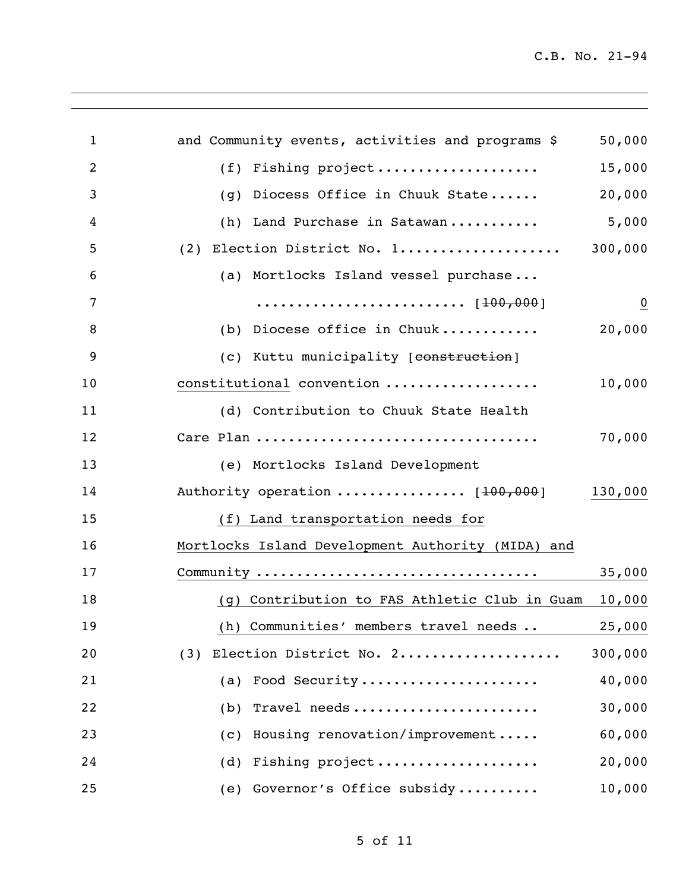and Community events, activities and programs $ 50,000

(f) Fishing project .................... 15,000

(g) Diocess Office in Chuuk State ...... 20,000

(h) Land Purchase in Satawan ........... 5,000

(2) Election District No. 1 .................... 300,000

(a) Mortlocks Island vessel purchase ...

......................... [~~100,000~~] <u>0</u>

(b) Diocese office in Chuuk ............ 20,000

(c) Kuttu municipality [~~construction~~]

<u>constitutional</u> convention .................. 10,000

(d) Contribution to Chuuk State Health

Care Plan .................................. 70,000

(e) Mortlocks Island Development

Authority operation ................ [~~100,000~~] <u>130,000</u>

<u>(f) Land transportation needs for</u>

<u>Mortlocks Island Development Authority (MIDA) and</u>

<u>Community .................................. 35,000</u>

<u>(g) Contribution to FAS Athletic Club in Guam 10,000</u>

<u>(h) Communities' members travel needs .. 25,000</u>

(3) Election District No. 2 .................... 300,000

(a) Food Security ...................... 40,000

(b) Travel needs ....................... 30,000

(c) Housing renovation/improvement ..... 60,000

(d) Fishing project .................... 20,000

(e) Governor's Office subsidy .......... 10,000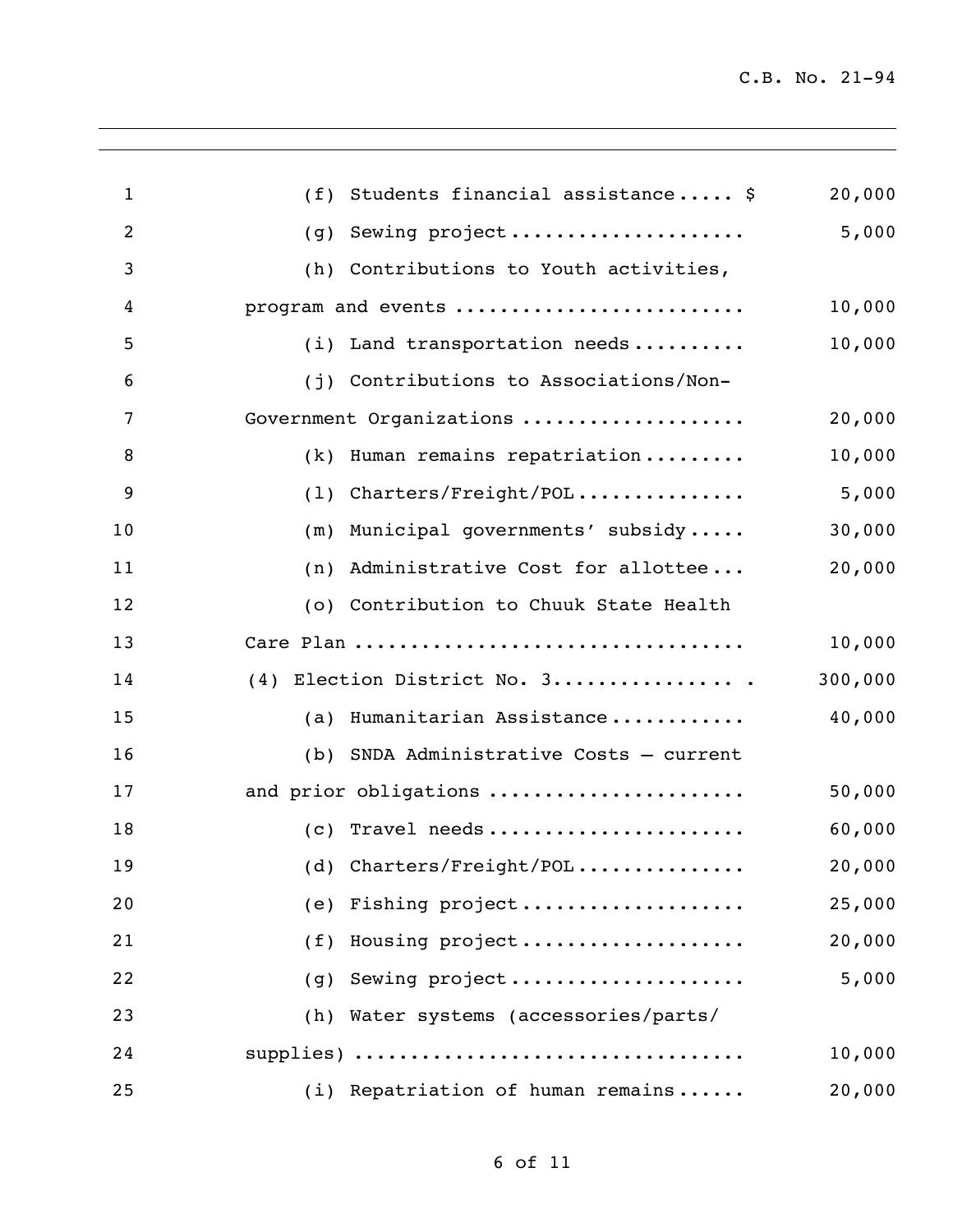| | |
|---|---|
| (f) Students financial assistance..... $ | 20,000 |
| (g) Sewing project.................... | 5,000 |
| (h) Contributions to Youth activities, program and events ......................... | 10,000 |
| (i) Land transportation needs.......... | 10,000 |
| (j) Contributions to Associations/Non-Government Organizations ................... | 20,000 |
| (k) Human remains repatriation......... | 10,000 |
| (l) Charters/Freight/POL............... | 5,000 |
| (m) Municipal governments' subsidy..... | 30,000 |
| (n) Administrative Cost for allottee... | 20,000 |
| (o) Contribution to Chuuk State Health Care Plan .................................. | 10,000 |
| (4) Election District No. 3................ . | 300,000 |
| (a) Humanitarian Assistance............ | 40,000 |
| (b) SNDA Administrative Costs – current and prior obligations ...................... | 50,000 |
| (c) Travel needs...................... | 60,000 |
| (d) Charters/Freight/POL.............. | 20,000 |
| (e) Fishing project................... | 25,000 |
| (f) Housing project................... | 20,000 |
| (g) Sewing project.................... | 5,000 |
| (h) Water systems (accessories/parts/supplies) ................................. | 10,000 |
| (i) Repatriation of human remains...... | 20,000 |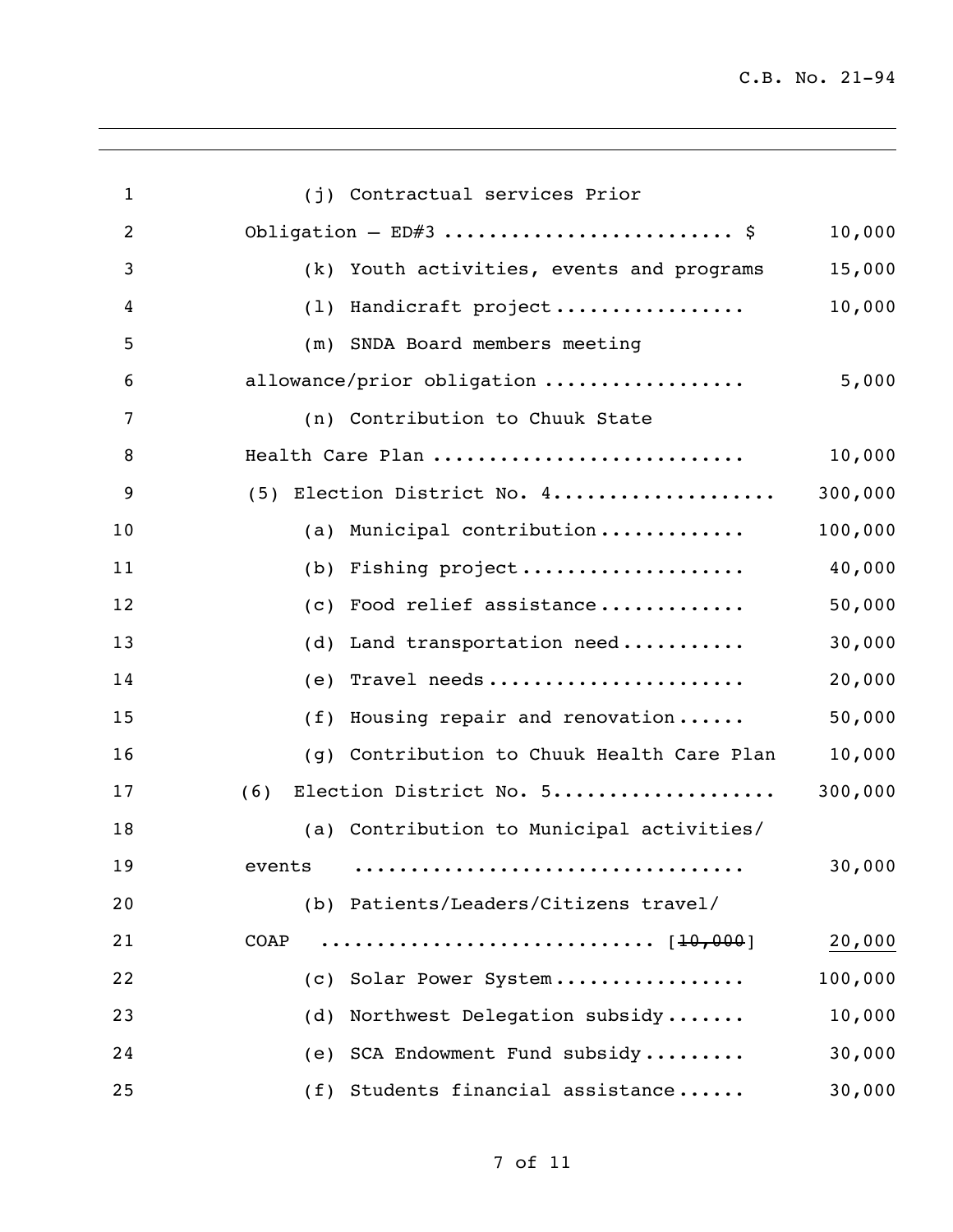| | | |
|---|---|---|
| 1 | (j) Contractual services Prior | |
| 2 | Obligation – ED#3 ......................... $ | 10,000 |
| 3 | (k) Youth activities, events and programs | 15,000 |
| 4 | (l) Handicraft project ................. | 10,000 |
| 5 | (m) SNDA Board members meeting | |
| 6 | allowance/prior obligation ................. | 5,000 |
| 7 | (n) Contribution to Chuuk State | |
| 8 | Health Care Plan ........................... | 10,000 |
| 9 | (5) Election District No. 4.................... | 300,000 |
| 10 | (a) Municipal contribution............. | 100,000 |
| 11 | (b) Fishing project.................... | 40,000 |
| 12 | (c) Food relief assistance............. | 50,000 |
| 13 | (d) Land transportation need........... | 30,000 |
| 14 | (e) Travel needs...................... | 20,000 |
| 15 | (f) Housing repair and renovation...... | 50,000 |
| 16 | (g) Contribution to Chuuk Health Care Plan | 10,000 |
| 17 | (6) Election District No. 5.................... | 300,000 |
| 18 | (a) Contribution to Municipal activities/ | |
| 19 | events ................................. | 30,000 |
| 20 | (b) Patients/Leaders/Citizens travel/ | |
| 21 | COAP ............................ [~~10,000~~] | <u>20,000</u> |
| 22 | (c) Solar Power System................ | 100,000 |
| 23 | (d) Northwest Delegation subsidy....... | 10,000 |
| 24 | (e) SCA Endowment Fund subsidy......... | 30,000 |
| 25 | (f) Students financial assistance...... | 30,000 |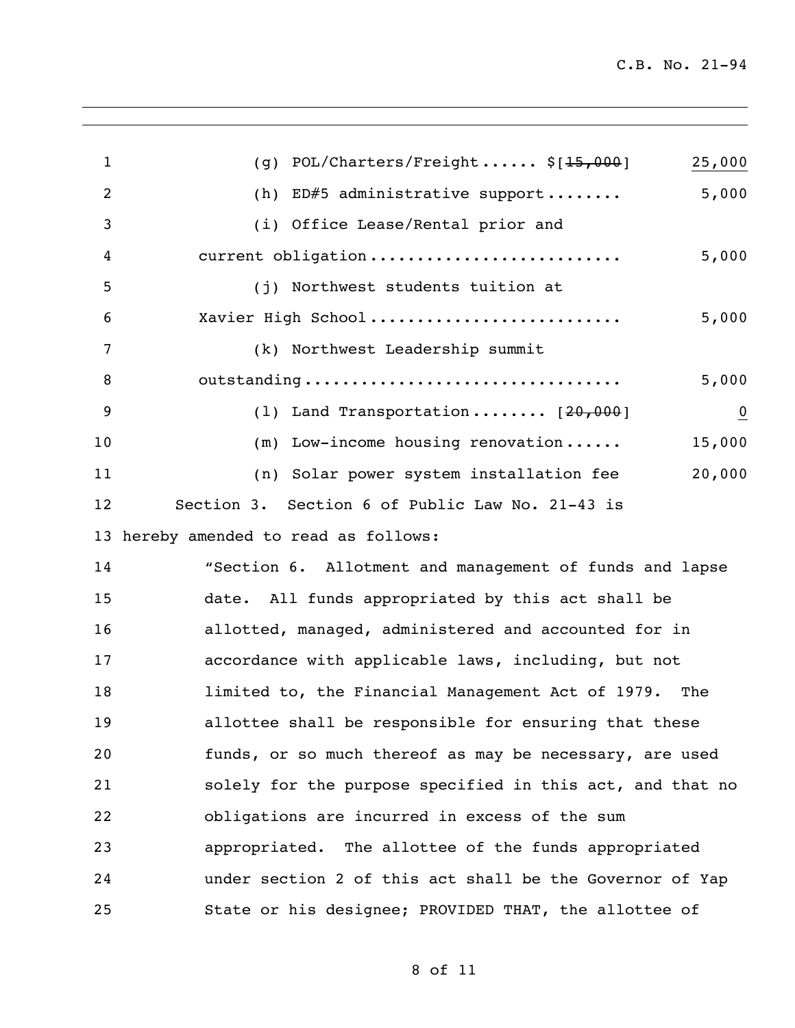(g) POL/Charters/Freight...... $[~~15,000~~] 25,000

(h) ED#5 administrative support........ 5,000

(i) Office Lease/Rental prior and current obligation.......................... 5,000

(j) Northwest students tuition at Xavier High School.......................... 5,000

(k) Northwest Leadership summit outstanding................................. 5,000

(l) Land Transportation........ [~~20,000~~] 0

(m) Low-income housing renovation...... 15,000

(n) Solar power system installation fee 20,000

Section 3. Section 6 of Public Law No. 21-43 is hereby amended to read as follows:

"Section 6. Allotment and management of funds and lapse date. All funds appropriated by this act shall be allotted, managed, administered and accounted for in accordance with applicable laws, including, but not limited to, the Financial Management Act of 1979. The allottee shall be responsible for ensuring that these funds, or so much thereof as may be necessary, are used solely for the purpose specified in this act, and that no obligations are incurred in excess of the sum appropriated. The allottee of the funds appropriated under section 2 of this act shall be the Governor of Yap State or his designee; PROVIDED THAT, the allottee of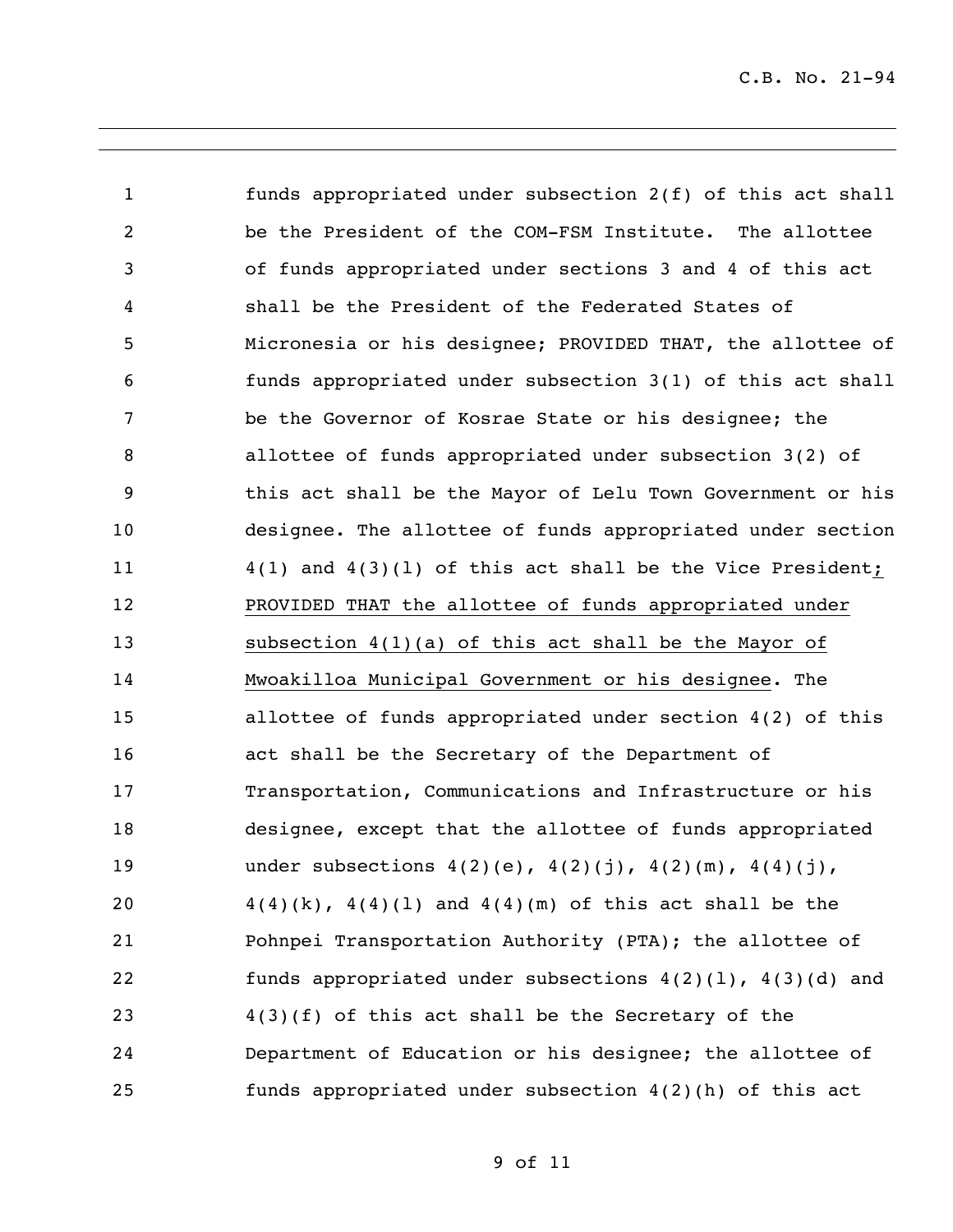funds appropriated under subsection 2(f) of this act shall be the President of the COM-FSM Institute. The allottee of funds appropriated under sections 3 and 4 of this act shall be the President of the Federated States of Micronesia or his designee; PROVIDED THAT, the allottee of funds appropriated under subsection 3(1) of this act shall be the Governor of Kosrae State or his designee; the allottee of funds appropriated under subsection 3(2) of this act shall be the Mayor of Lelu Town Government or his designee. The allottee of funds appropriated under section 4(1) and 4(3)(l) of this act shall be the Vice President<u>; PROVIDED THAT the allottee of funds appropriated under subsection 4(1)(a) of this act shall be the Mayor of Mwoakilloa Municipal Government or his designee</u>. The allottee of funds appropriated under section 4(2) of this act shall be the Secretary of the Department of Transportation, Communications and Infrastructure or his designee, except that the allottee of funds appropriated under subsections 4(2)(e), 4(2)(j), 4(2)(m), 4(4)(j), 4(4)(k), 4(4)(l) and 4(4)(m) of this act shall be the Pohnpei Transportation Authority (PTA); the allottee of funds appropriated under subsections 4(2)(l), 4(3)(d) and 4(3)(f) of this act shall be the Secretary of the Department of Education or his designee; the allottee of funds appropriated under subsection 4(2)(h) of this act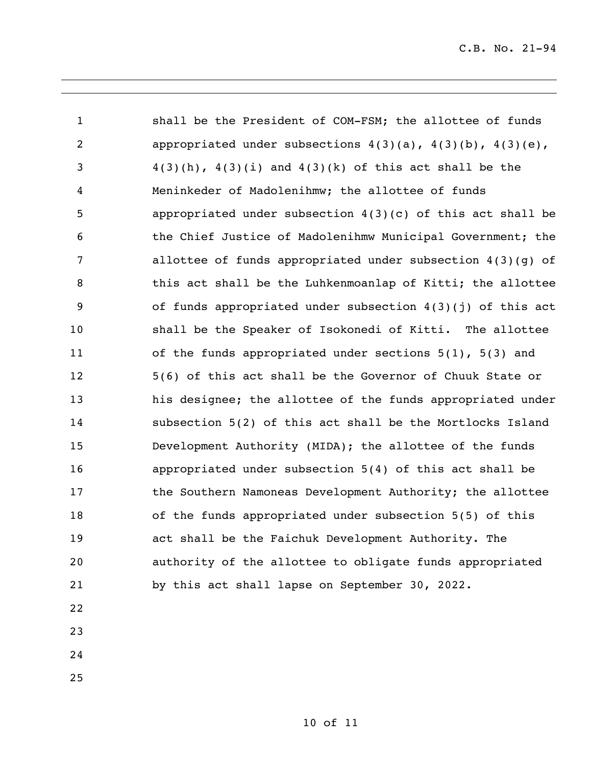shall be the President of COM-FSM; the allottee of funds appropriated under subsections 4(3)(a), 4(3)(b), 4(3)(e), 4(3)(h), 4(3)(i) and 4(3)(k) of this act shall be the Meninkeder of Madolenihmw; the allottee of funds appropriated under subsection 4(3)(c) of this act shall be the Chief Justice of Madolenihmw Municipal Government; the allottee of funds appropriated under subsection 4(3)(g) of this act shall be the Luhkenmoanlap of Kitti; the allottee of funds appropriated under subsection 4(3)(j) of this act shall be the Speaker of Isokonedi of Kitti. The allottee of the funds appropriated under sections 5(1), 5(3) and 5(6) of this act shall be the Governor of Chuuk State or his designee; the allottee of the funds appropriated under subsection 5(2) of this act shall be the Mortlocks Island Development Authority (MIDA); the allottee of the funds appropriated under subsection 5(4) of this act shall be the Southern Namoneas Development Authority; the allottee of the funds appropriated under subsection 5(5) of this act shall be the Faichuk Development Authority. The authority of the allottee to obligate funds appropriated by this act shall lapse on September 30, 2022.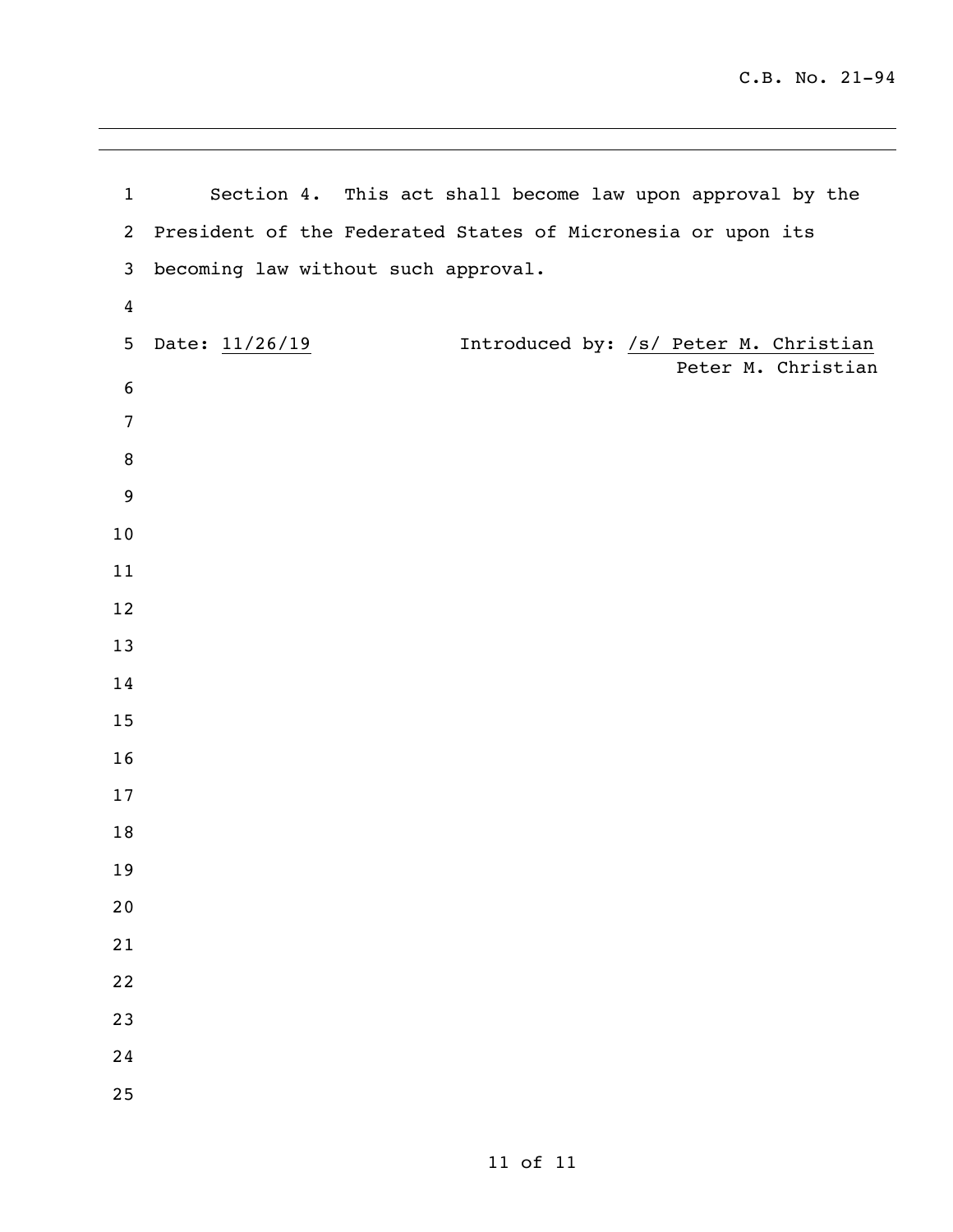Section 4. This act shall become law upon approval by the President of the Federated States of Micronesia or upon its becoming law without such approval.

Date: 11/26/19 Introduced by: /s/ Peter M. Christian
Peter M. Christian